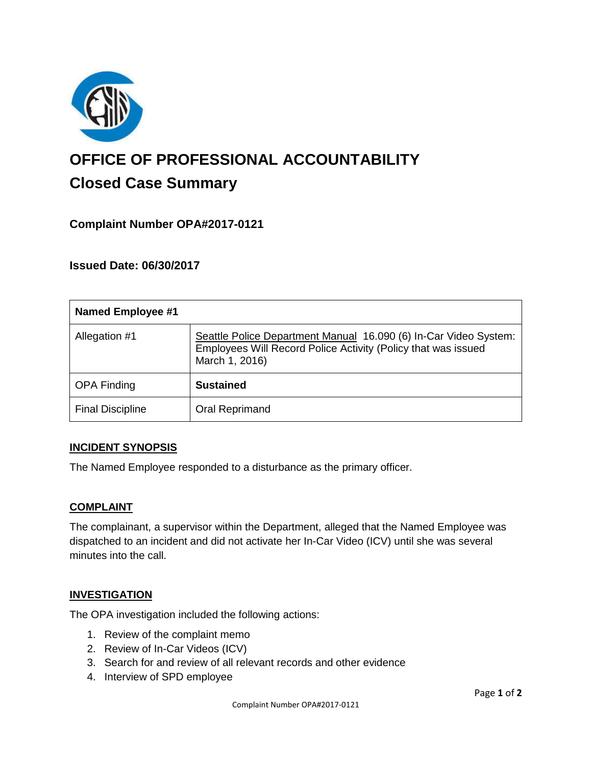# OFFICE OF PROFESSIONAL ACCOUNTABILITY

## Closed Case Summary

### Complaint Number OPA#2017-0121

### Issued Date: 06/30/2017

| Named Employee #1 | |
|---|---|
| Allegation #1 | Seattle Police Department Manual 16.090 (6) In-Car Video System: Employees Will Record Police Activity (Policy that was issued March 1, 2016) |
| OPA Finding | **Sustained** |
| Final Discipline | Oral Reprimand |

**INCIDENT SYNOPSIS**

The Named Employee responded to a disturbance as the primary officer.

**COMPLAINT**

The complainant, a supervisor within the Department, alleged that the Named Employee was dispatched to an incident and did not activate her In-Car Video (ICV) until she was several minutes into the call.

**INVESTIGATION**

The OPA investigation included the following actions:

1. Review of the complaint memo
2. Review of In-Car Videos (ICV)
3. Search for and review of all relevant records and other evidence
4. Interview of SPD employee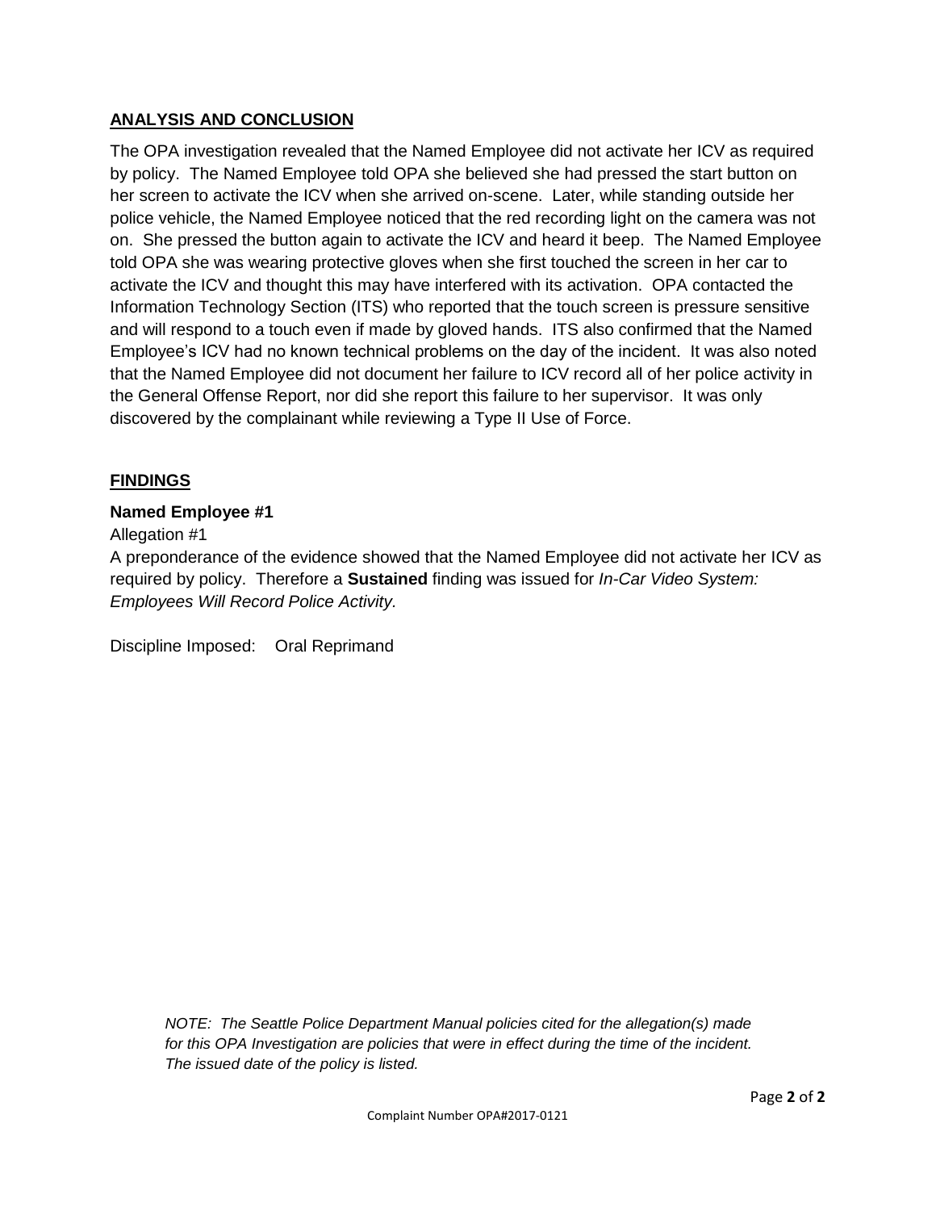## ANALYSIS AND CONCLUSION

The OPA investigation revealed that the Named Employee did not activate her ICV as required by policy. The Named Employee told OPA she believed she had pressed the start button on her screen to activate the ICV when she arrived on-scene. Later, while standing outside her police vehicle, the Named Employee noticed that the red recording light on the camera was not on. She pressed the button again to activate the ICV and heard it beep. The Named Employee told OPA she was wearing protective gloves when she first touched the screen in her car to activate the ICV and thought this may have interfered with its activation. OPA contacted the Information Technology Section (ITS) who reported that the touch screen is pressure sensitive and will respond to a touch even if made by gloved hands. ITS also confirmed that the Named Employee's ICV had no known technical problems on the day of the incident. It was also noted that the Named Employee did not document her failure to ICV record all of her police activity in the General Offense Report, nor did she report this failure to her supervisor. It was only discovered by the complainant while reviewing a Type II Use of Force.

## FINDINGS

**Named Employee #1**

Allegation #1

A preponderance of the evidence showed that the Named Employee did not activate her ICV as required by policy. Therefore a **Sustained** finding was issued for *In-Car Video System: Employees Will Record Police Activity.*

Discipline Imposed: Oral Reprimand

*NOTE: The Seattle Police Department Manual policies cited for the allegation(s) made for this OPA Investigation are policies that were in effect during the time of the incident. The issued date of the policy is listed.*

Complaint Number OPA#2017-0121